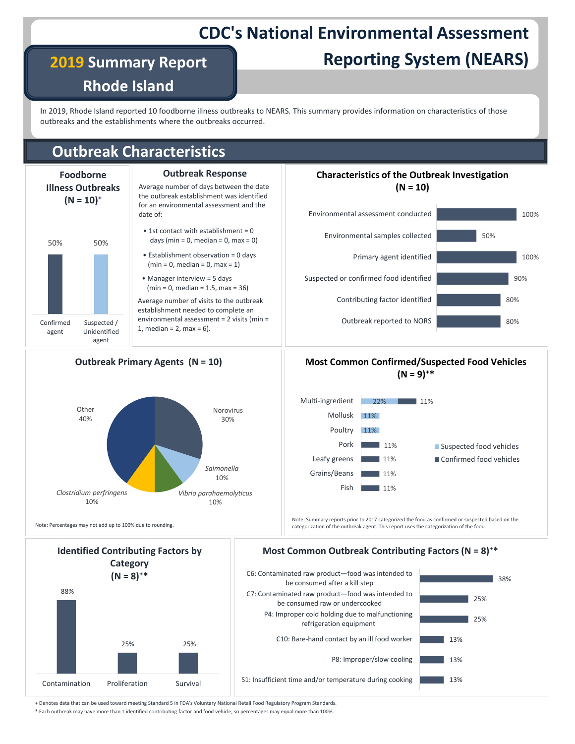# CDC's National Environmental Assessment Reporting System (NEARS)

## 2019 Summary Report Rhode Island

In 2019, Rhode Island reported 10 foodborne illness outbreaks to NEARS. This summary provides information on characteristics of those outbreaks and the establishments where the outbreaks occurred.

## Outbreak Characteristics

### Foodborne Illness Outbreaks (N = 10)+

50%
50%
Confirmed agent
Suspected / Unidentified agent

### Outbreak Response

Average number of days between the date the outbreak establishment was identified for an environmental assessment and the date of:

- 1st contact with establishment = 0 days (min = 0, median = 0, max = 0)
- Establishment observation = 0 days (min = 0, median = 0, max = 1)
- Manager interview = 5 days (min = 0, median = 1.5, max = 36)

Average number of visits to the outbreak establishment needed to complete an environmental assessment = 2 visits (min = 1, median = 2, max = 6).

### Characteristics of the Outbreak Investigation (N = 10)

Environmental assessment conducted 100%
Environmental samples collected 50%
Primary agent identified 100%
Suspected or confirmed food identified 90%
Contributing factor identified 80%
Outbreak reported to NORS 80%

### Outbreak Primary Agents (N = 10)

Norovirus 30%
*Salmonella* 10%
*Vibrio parahaemolyticus* 10%
*Clostridium perfringens* 10%
Other 40%

Note: Percentages may not add up to 100% due to rounding.

### Most Common Confirmed/Suspected Food Vehicles (N = 9)+*

Multi-ingredient 22% 11%
Mollusk 11%
Poultry 11%
Pork 11%
Leafy greens 11%
Grains/Beans 11%
Fish 11%

Suspected food vehicles
Confirmed food vehicles

Note: Summary reports prior to 2017 categorized the food as confirmed or suspected based on the categorization of the outbreak agent. This report uses the categorization of the food.

### Identified Contributing Factors by Category (N = 8)+*

Contamination 88%
Proliferation 25%
Survival 25%

### Most Common Outbreak Contributing Factors (N = 8)+*

C6: Contaminated raw product—food was intended to be consumed after a kill step 38%
C7: Contaminated raw product—food was intended to be consumed raw or undercooked 25%
P4: Improper cold holding due to malfunctioning refrigeration equipment 25%
C10: Bare-hand contact by an ill food worker 13%
P8: Improper/slow cooling 13%
S1: Insufficient time and/or temperature during cooking 13%

+ Denotes data that can be used toward meeting Standard 5 in FDA's Voluntary National Retail Food Regulatory Program Standards.

* Each outbreak may have more than 1 identified contributing factor and food vehicle, so percentages may equal more than 100%.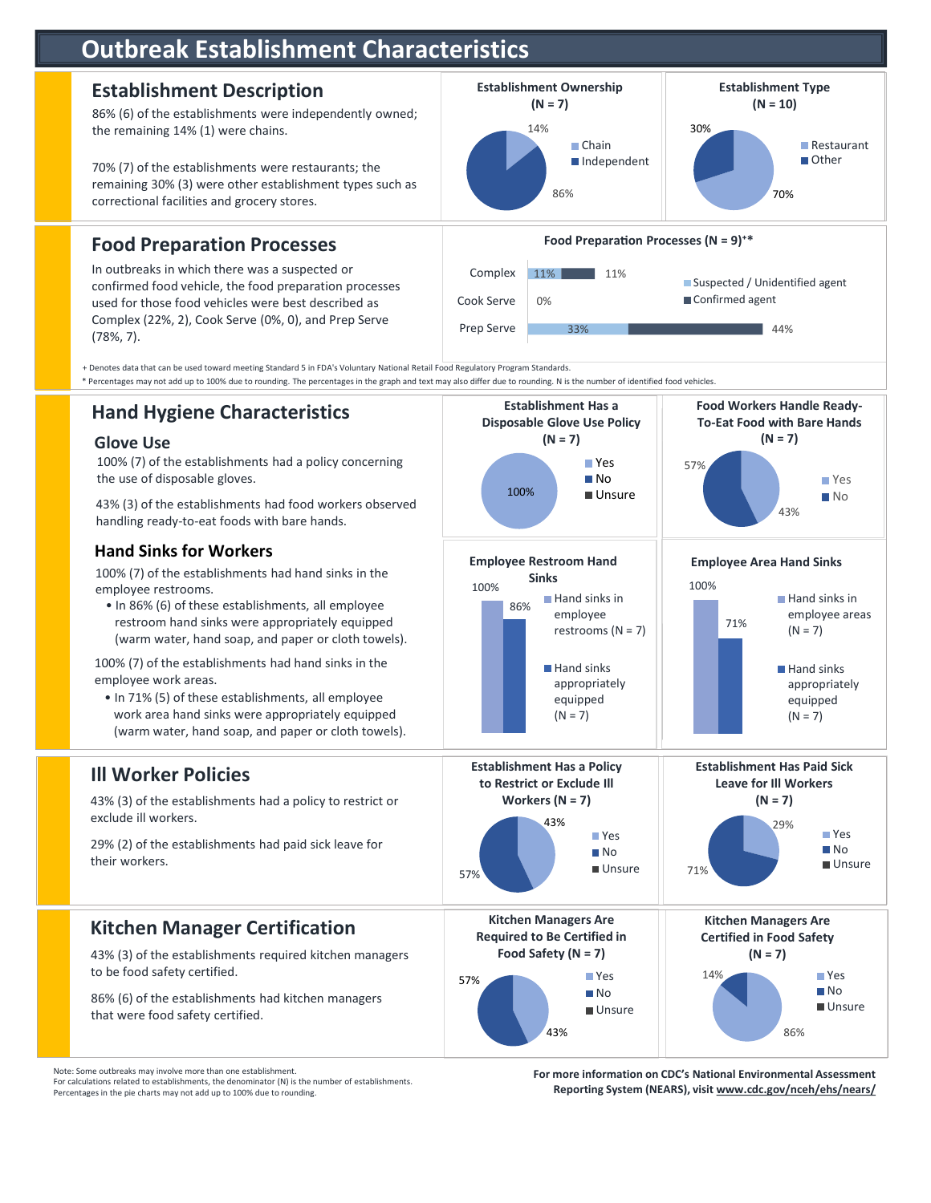# Outbreak Establishment Characteristics

## Establishment Description

86% (6) of the establishments were independently owned; the remaining 14% (1) were chains.

70% (7) of the establishments were restaurants; the remaining 30% (3) were other establishment types such as correctional facilities and grocery stores.

**Establishment Ownership (N = 7)**

14%
86%
Chain
Independent

**Establishment Type (N = 10)**

30%
70%
Restaurant
Other

## Food Preparation Processes

In outbreaks in which there was a suspected or confirmed food vehicle, the food preparation processes used for those food vehicles were best described as Complex (22%, 2), Cook Serve (0%, 0), and Prep Serve (78%, 7).

**Food Preparation Processes (N = 9)+***

Complex 11% 11%
Cook Serve 0%
Prep Serve 33% 44%
Suspected / Unidentified agent
Confirmed agent

+ Denotes data that can be used toward meeting Standard 5 in FDA's Voluntary National Retail Food Regulatory Program Standards.
* Percentages may not add up to 100% due to rounding. The percentages in the graph and text may also differ due to rounding. N is the number of identified food vehicles.

## Hand Hygiene Characteristics

### Glove Use

100% (7) of the establishments had a policy concerning the use of disposable gloves.

43% (3) of the establishments had food workers observed handling ready-to-eat foods with bare hands.

**Establishment Has a Disposable Glove Use Policy (N = 7)**

100%
Yes
No
Unsure

**Food Workers Handle Ready-To-Eat Food with Bare Hands (N = 7)**

57%
43%
Yes
No

### Hand Sinks for Workers

100% (7) of the establishments had hand sinks in the employee restrooms.

- In 86% (6) of these establishments, all employee restroom hand sinks were appropriately equipped (warm water, hand soap, and paper or cloth towels).

100% (7) of the establishments had hand sinks in the employee work areas.

- In 71% (5) of these establishments, all employee work area hand sinks were appropriately equipped (warm water, hand soap, and paper or cloth towels).

**Employee Restroom Hand Sinks**

100%
86%
Hand sinks in employee restrooms (N = 7)
Hand sinks appropriately equipped (N = 7)

**Employee Area Hand Sinks**

100%
71%
Hand sinks in employee areas (N = 7)
Hand sinks appropriately equipped (N = 7)

## Ill Worker Policies

43% (3) of the establishments had a policy to restrict or exclude ill workers.

29% (2) of the establishments had paid sick leave for their workers.

**Establishment Has a Policy to Restrict or Exclude Ill Workers (N = 7)**

43%
57%
Yes
No
Unsure

**Establishment Has Paid Sick Leave for Ill Workers (N = 7)**

29%
71%
Yes
No
Unsure

## Kitchen Manager Certification

43% (3) of the establishments required kitchen managers to be food safety certified.

86% (6) of the establishments had kitchen managers that were food safety certified.

**Kitchen Managers Are Required to Be Certified in Food Safety (N = 7)**

57%
43%
Yes
No
Unsure

**Kitchen Managers Are Certified in Food Safety (N = 7)**

14%
86%
Yes
No
Unsure

Note: Some outbreaks may involve more than one establishment.
For calculations related to establishments, the denominator (N) is the number of establishments.
Percentages in the pie charts may not add up to 100% due to rounding.

**For more information on CDC's National Environmental Assessment Reporting System (NEARS), visit www.cdc.gov/nceh/ehs/nears/**